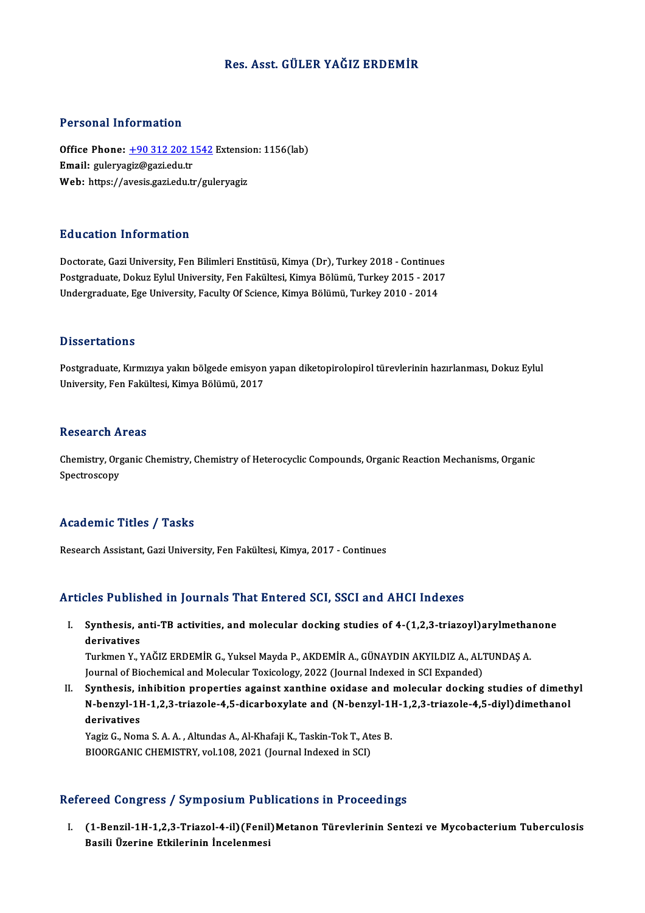# Res. Asst. GÜLER YAĞIZ ERDEMİR

## Personal Information

**Office Phone:** +90 312 202 1542 Extension: 1156(lab)
**Email:** guleryagiz@gazi.edu.tr
**Web:** https://avesis.gazi.edu.tr/guleryagiz

## Education Information

Doctorate, Gazi University, Fen Bilimleri Enstitüsü, Kimya (Dr), Turkey 2018 - Continues
Postgraduate, Dokuz Eylul University, Fen Fakültesi, Kimya Bölümü, Turkey 2015 - 2017
Undergraduate, Ege University, Faculty Of Science, Kimya Bölümü, Turkey 2010 - 2014

## Dissertations

Postgraduate, Kırmızıya yakın bölgede emisyon yapan diketopirolopirol türevlerinin hazırlanması, Dokuz Eylul University, Fen Fakültesi, Kimya Bölümü, 2017

## Research Areas

Chemistry, Organic Chemistry, Chemistry of Heterocyclic Compounds, Organic Reaction Mechanisms, Organic Spectroscopy

## Academic Titles / Tasks

Research Assistant, Gazi University, Fen Fakültesi, Kimya, 2017 - Continues

## Articles Published in Journals That Entered SCI, SSCI and AHCI Indexes

I. **Synthesis, anti-TB activities, and molecular docking studies of 4-(1,2,3-triazoyl)arylmethanone derivatives**
Turkmen Y., YAĞIZ ERDEMİR G., Yuksel Mayda P., AKDEMİR A., GÜNAYDIN AKYILDIZ A., ALTUNDAŞ A.
Journal of Biochemical and Molecular Toxicology, 2022 (Journal Indexed in SCI Expanded)

II. **Synthesis, inhibition properties against xanthine oxidase and molecular docking studies of dimethyl N-benzyl-1H-1,2,3-triazole-4,5-dicarboxylate and (N-benzyl-1H-1,2,3-triazole-4,5-diyl)dimethanol derivatives**
Yagiz G., Noma S. A. A. , Altundas A., Al-Khafaji K., Taskin-Tok T., Ates B.
BIOORGANIC CHEMISTRY, vol.108, 2021 (Journal Indexed in SCI)

## Refereed Congress / Symposium Publications in Proceedings

I. **(1-Benzil-1H-1,2,3-Triazol-4-il)(Fenil)Metanon Türevlerinin Sentezi ve Mycobacterium Tuberculosis Basili Üzerine Etkilerinin İncelenmesi**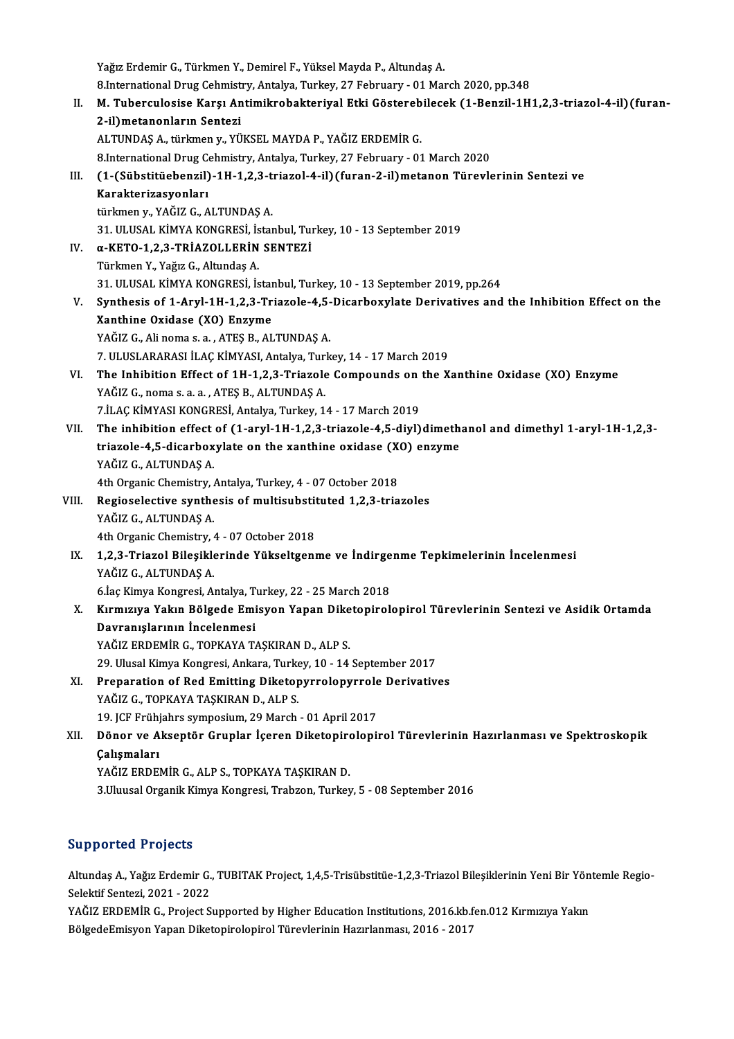Yağız Erdemir G., Türkmen Y., Demirel F., Yüksel Mayda P., Altundaş A.
8.International Drug Cehmistry, Antalya, Turkey, 27 February - 01 March 2020, pp.348

II. **M. Tuberculosise Karşı Antimikrobakteriyal Etki Gösterebilecek (1-Benzil-1H1,2,3-triazol-4-il)(furan-2-il)metanonların Sentezi**
ALTUNDAŞ A., türkmen y., YÜKSEL MAYDA P., YAĞIZ ERDEMİR G.
8.International Drug Cehmistry, Antalya, Turkey, 27 February - 01 March 2020

III. **(1-(Sübstitüebenzil)-1H-1,2,3-triazol-4-il)(furan-2-il)metanon Türevlerinin Sentezi ve Karakterizasyonları**
türkmen y., YAĞIZ G., ALTUNDAŞ A.
31. ULUSAL KİMYA KONGRESİ, İstanbul, Turkey, 10 - 13 September 2019

IV. **α-KETO-1,2,3-TRİAZOLLERİN SENTEZİ**
Türkmen Y., Yağız G., Altundaş A.
31. ULUSAL KİMYA KONGRESİ, İstanbul, Turkey, 10 - 13 September 2019, pp.264

V. **Synthesis of 1-Aryl-1H-1,2,3-Triazole-4,5-Dicarboxylate Derivatives and the Inhibition Effect on the Xanthine Oxidase (XO) Enzyme**
YAĞIZ G., Ali noma s. a. , ATEŞ B., ALTUNDAŞ A.
7. ULUSLARARASI İLAÇ KİMYASI, Antalya, Turkey, 14 - 17 March 2019

VI. **The Inhibition Effect of 1H-1,2,3-Triazole Compounds on the Xanthine Oxidase (XO) Enzyme**
YAĞIZ G., noma s. a. a. , ATEŞ B., ALTUNDAŞ A.
7.İLAÇ KİMYASI KONGRESİ, Antalya, Turkey, 14 - 17 March 2019

VII. **The inhibition effect of (1-aryl-1H-1,2,3-triazole-4,5-diyl)dimethanol and dimethyl 1-aryl-1H-1,2,3-triazole-4,5-dicarboxylate on the xanthine oxidase (XO) enzyme**
YAĞIZ G., ALTUNDAŞ A.
4th Organic Chemistry, Antalya, Turkey, 4 - 07 October 2018

VIII. **Regioselective synthesis of multisubstituted 1,2,3-triazoles**
YAĞIZ G., ALTUNDAŞ A.
4th Organic Chemistry, 4 - 07 October 2018

IX. **1,2,3-Triazol Bileşiklerinde Yükseltgenme ve İndirgenme Tepkimelerinin İncelenmesi**
YAĞIZ G., ALTUNDAŞ A.
6.İlaç Kimya Kongresi, Antalya, Turkey, 22 - 25 March 2018

X. **Kırmızıya Yakın Bölgede Emisyon Yapan Diketopirolopirol Türevlerinin Sentezi ve Asidik Ortamda Davranışlarının İncelenmesi**
YAĞIZ ERDEMİR G., TOPKAYA TAŞKIRAN D., ALP S.
29. Ulusal Kimya Kongresi, Ankara, Turkey, 10 - 14 September 2017

XI. **Preparation of Red Emitting Diketopyrrolopyrrole Derivatives**
YAĞIZ G., TOPKAYA TAŞKIRAN D., ALP S.
19. JCF Frühjahrs symposium, 29 March - 01 April 2017

XII. **Dönor ve Akseptör Gruplar İçeren Diketopirolopirol Türevlerinin Hazırlanması ve Spektroskopik Çalışmaları**
YAĞIZ ERDEMİR G., ALP S., TOPKAYA TAŞKIRAN D.
3.Uluusal Organik Kimya Kongresi, Trabzon, Turkey, 5 - 08 September 2016

## Supported Projects

Altundaş A., Yağız Erdemir G., TUBITAK Project, 1,4,5-Trisübstitüe-1,2,3-Triazol Bileşiklerinin Yeni Bir Yöntemle Regio-Selektif Sentezi, 2021 - 2022

YAĞIZ ERDEMİR G., Project Supported by Higher Education Institutions, 2016.kb.fen.012 Kırmızıya Yakın BölgedeEmisyon Yapan Diketopirolopirol Türevlerinin Hazırlanması, 2016 - 2017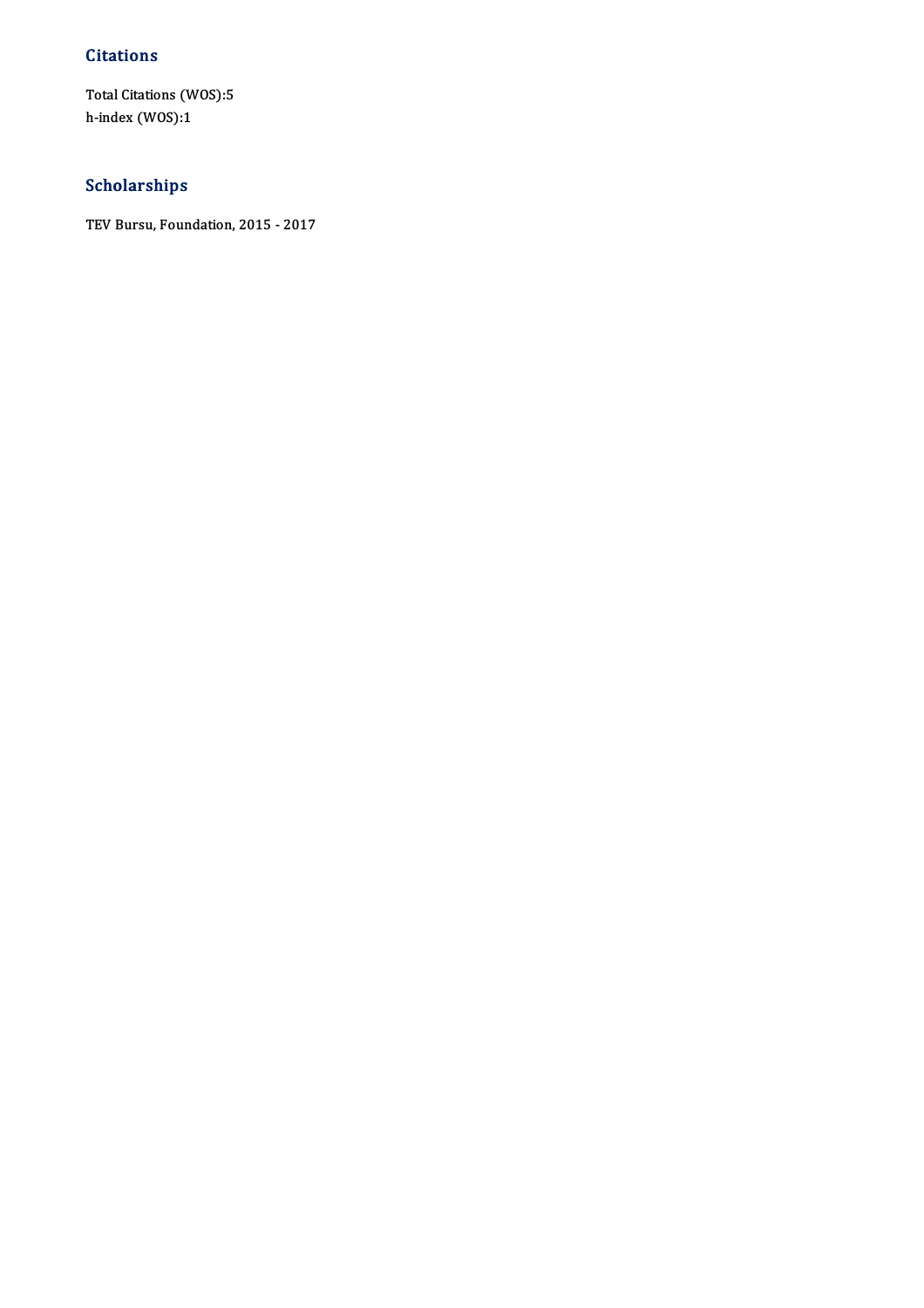## Citations

Total Citations (WOS):5
h-index (WOS):1

## Scholarships

TEV Bursu, Foundation, 2015 - 2017